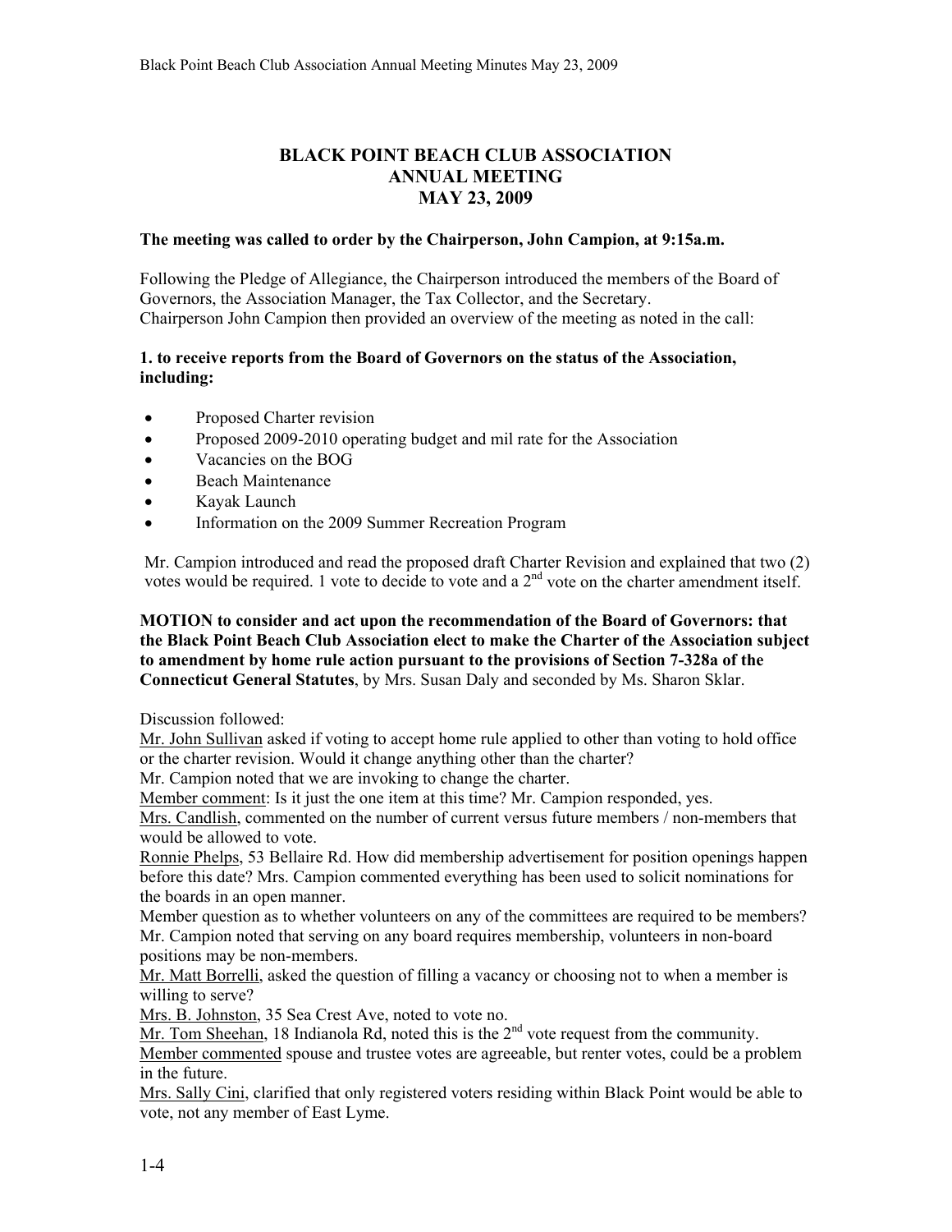# BLACK POINT BEACH CLUB ASSOCIATION
# ANNUAL MEETING
# MAY 23, 2009

**The meeting was called to order by the Chairperson, John Campion, at 9:15a.m.**

Following the Pledge of Allegiance, the Chairperson introduced the members of the Board of Governors, the Association Manager, the Tax Collector, and the Secretary.
Chairperson John Campion then provided an overview of the meeting as noted in the call:

**1. to receive reports from the Board of Governors on the status of the Association, including:**

- Proposed Charter revision
- Proposed 2009-2010 operating budget and mil rate for the Association
- Vacancies on the BOG
- Beach Maintenance
- Kayak Launch
- Information on the 2009 Summer Recreation Program

Mr. Campion introduced and read the proposed draft Charter Revision and explained that two (2) votes would be required. 1 vote to decide to vote and a 2nd vote on the charter amendment itself.

**MOTION to consider and act upon the recommendation of the Board of Governors: that the Black Point Beach Club Association elect to make the Charter of the Association subject to amendment by home rule action pursuant to the provisions of Section 7-328a of the Connecticut General Statutes**, by Mrs. Susan Daly and seconded by Ms. Sharon Sklar.

Discussion followed:
Mr. John Sullivan asked if voting to accept home rule applied to other than voting to hold office or the charter revision. Would it change anything other than the charter?
Mr. Campion noted that we are invoking to change the charter.
Member comment: Is it just the one item at this time? Mr. Campion responded, yes.
Mrs. Candlish, commented on the number of current versus future members / non-members that would be allowed to vote.
Ronnie Phelps, 53 Bellaire Rd. How did membership advertisement for position openings happen before this date? Mrs. Campion commented everything has been used to solicit nominations for the boards in an open manner.
Member question as to whether volunteers on any of the committees are required to be members? Mr. Campion noted that serving on any board requires membership, volunteers in non-board positions may be non-members.
Mr. Matt Borrelli, asked the question of filling a vacancy or choosing not to when a member is willing to serve?
Mrs. B. Johnston, 35 Sea Crest Ave, noted to vote no.
Mr. Tom Sheehan, 18 Indianola Rd, noted this is the 2nd vote request from the community.
Member commented spouse and trustee votes are agreeable, but renter votes, could be a problem in the future.
Mrs. Sally Cini, clarified that only registered voters residing within Black Point would be able to vote, not any member of East Lyme.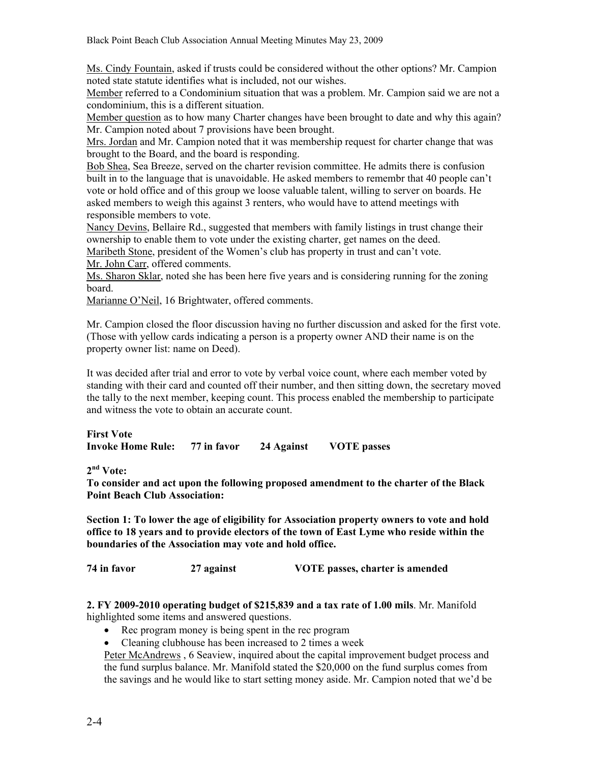Ms. Cindy Fountain, asked if trusts could be considered without the other options? Mr. Campion noted state statute identifies what is included, not our wishes.

Member referred to a Condominium situation that was a problem. Mr. Campion said we are not a condominium, this is a different situation.

Member question as to how many Charter changes have been brought to date and why this again? Mr. Campion noted about 7 provisions have been brought.

Mrs. Jordan and Mr. Campion noted that it was membership request for charter change that was brought to the Board, and the board is responding.

Bob Shea, Sea Breeze, served on the charter revision committee. He admits there is confusion built in to the language that is unavoidable. He asked members to remembr that 40 people can't vote or hold office and of this group we loose valuable talent, willing to server on boards. He asked members to weigh this against 3 renters, who would have to attend meetings with responsible members to vote.

Nancy Devins, Bellaire Rd., suggested that members with family listings in trust change their ownership to enable them to vote under the existing charter, get names on the deed.

Maribeth Stone, president of the Women's club has property in trust and can't vote.

Mr. John Carr, offered comments.

Ms. Sharon Sklar, noted she has been here five years and is considering running for the zoning board.

Marianne O'Neil, 16 Brightwater, offered comments.

Mr. Campion closed the floor discussion having no further discussion and asked for the first vote. (Those with yellow cards indicating a person is a property owner AND their name is on the property owner list: name on Deed).

It was decided after trial and error to vote by verbal voice count, where each member voted by standing with their card and counted off their number, and then sitting down, the secretary moved the tally to the next member, keeping count. This process enabled the membership to participate and witness the vote to obtain an accurate count.

**First Vote**

**Invoke Home Rule: 77 in favor 24 Against VOTE passes**

**2nd Vote:**

**To consider and act upon the following proposed amendment to the charter of the Black Point Beach Club Association:**

**Section 1: To lower the age of eligibility for Association property owners to vote and hold office to 18 years and to provide electors of the town of East Lyme who reside within the boundaries of the Association may vote and hold office.**

**74 in favor 27 against VOTE passes, charter is amended**

**2. FY 2009-2010 operating budget of $215,839 and a tax rate of 1.00 mils**. Mr. Manifold highlighted some items and answered questions.

- Rec program money is being spent in the rec program
- Cleaning clubhouse has been increased to 2 times a week

Peter McAndrews , 6 Seaview, inquired about the capital improvement budget process and the fund surplus balance. Mr. Manifold stated the $20,000 on the fund surplus comes from the savings and he would like to start setting money aside. Mr. Campion noted that we'd be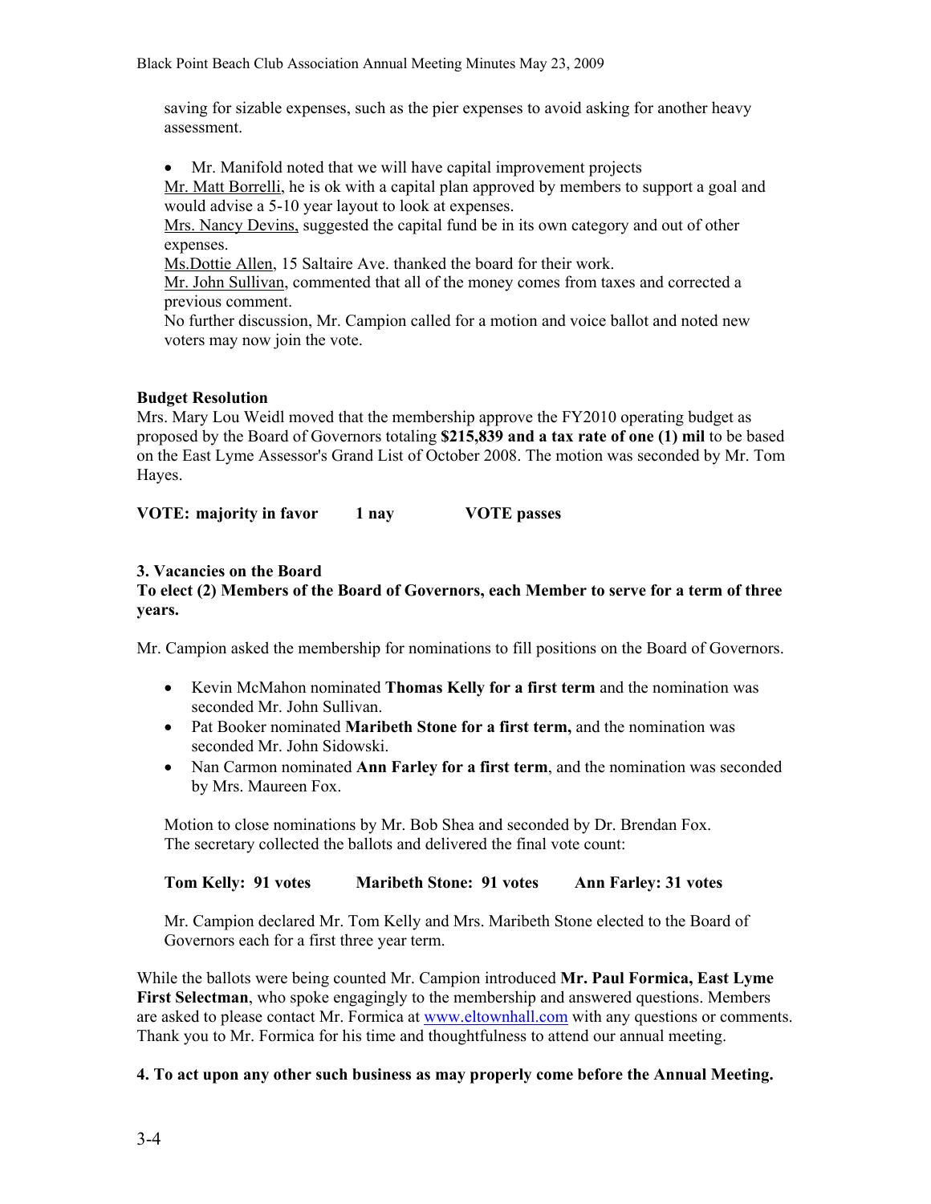saving for sizable expenses, such as the pier expenses to avoid asking for another heavy assessment.

- Mr. Manifold noted that we will have capital improvement projects

Mr. Matt Borrelli, he is ok with a capital plan approved by members to support a goal and would advise a 5-10 year layout to look at expenses.

Mrs. Nancy Devins, suggested the capital fund be in its own category and out of other expenses.

Ms.Dottie Allen, 15 Saltaire Ave. thanked the board for their work.

Mr. John Sullivan, commented that all of the money comes from taxes and corrected a previous comment.

No further discussion, Mr. Campion called for a motion and voice ballot and noted new voters may now join the vote.

**Budget Resolution**

Mrs. Mary Lou Weidl moved that the membership approve the FY2010 operating budget as proposed by the Board of Governors totaling **$215,839 and a tax rate of one (1) mil** to be based on the East Lyme Assessor's Grand List of October 2008. The motion was seconded by Mr. Tom Hayes.

**VOTE: majority in favor 1 nay VOTE passes**

**3. Vacancies on the Board**

**To elect (2) Members of the Board of Governors, each Member to serve for a term of three years.**

Mr. Campion asked the membership for nominations to fill positions on the Board of Governors.

- Kevin McMahon nominated **Thomas Kelly for a first term** and the nomination was seconded Mr. John Sullivan.
- Pat Booker nominated **Maribeth Stone for a first term,** and the nomination was seconded Mr. John Sidowski.
- Nan Carmon nominated **Ann Farley for a first term**, and the nomination was seconded by Mrs. Maureen Fox.

Motion to close nominations by Mr. Bob Shea and seconded by Dr. Brendan Fox.
The secretary collected the ballots and delivered the final vote count:

**Tom Kelly: 91 votes Maribeth Stone: 91 votes Ann Farley: 31 votes**

Mr. Campion declared Mr. Tom Kelly and Mrs. Maribeth Stone elected to the Board of Governors each for a first three year term.

While the ballots were being counted Mr. Campion introduced **Mr. Paul Formica, East Lyme First Selectman**, who spoke engagingly to the membership and answered questions. Members are asked to please contact Mr. Formica at www.eltownhall.com with any questions or comments. Thank you to Mr. Formica for his time and thoughtfulness to attend our annual meeting.

**4. To act upon any other such business as may properly come before the Annual Meeting.**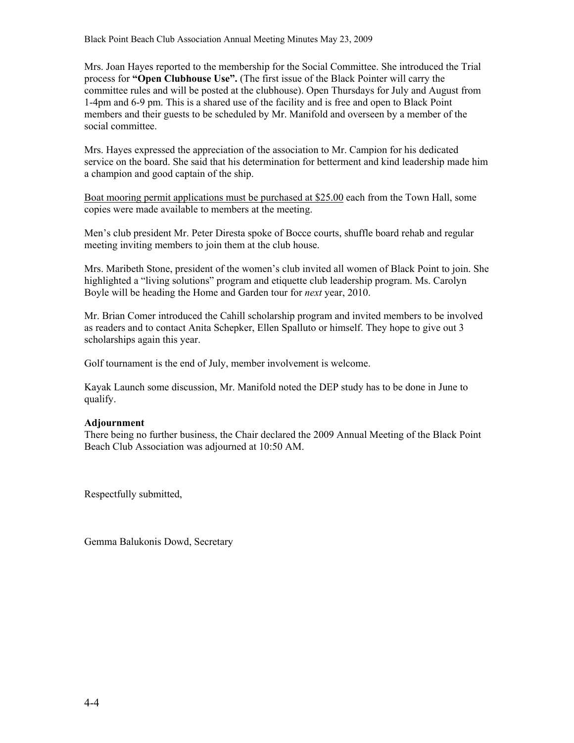Mrs. Joan Hayes reported to the membership for the Social Committee. She introduced the Trial process for **"Open Clubhouse Use".** (The first issue of the Black Pointer will carry the committee rules and will be posted at the clubhouse). Open Thursdays for July and August from 1-4pm and 6-9 pm. This is a shared use of the facility and is free and open to Black Point members and their guests to be scheduled by Mr. Manifold and overseen by a member of the social committee.

Mrs. Hayes expressed the appreciation of the association to Mr. Campion for his dedicated service on the board. She said that his determination for betterment and kind leadership made him a champion and good captain of the ship.

<u>Boat mooring permit applications must be purchased at $25.00</u> each from the Town Hall, some copies were made available to members at the meeting.

Men's club president Mr. Peter Diresta spoke of Bocce courts, shuffle board rehab and regular meeting inviting members to join them at the club house.

Mrs. Maribeth Stone, president of the women's club invited all women of Black Point to join. She highlighted a "living solutions" program and etiquette club leadership program. Ms. Carolyn Boyle will be heading the Home and Garden tour for *next* year, 2010.

Mr. Brian Comer introduced the Cahill scholarship program and invited members to be involved as readers and to contact Anita Schepker, Ellen Spalluto or himself. They hope to give out 3 scholarships again this year.

Golf tournament is the end of July, member involvement is welcome.

Kayak Launch some discussion, Mr. Manifold noted the DEP study has to be done in June to qualify.

**Adjournment**

There being no further business, the Chair declared the 2009 Annual Meeting of the Black Point Beach Club Association was adjourned at 10:50 AM.

Respectfully submitted,

Gemma Balukonis Dowd, Secretary